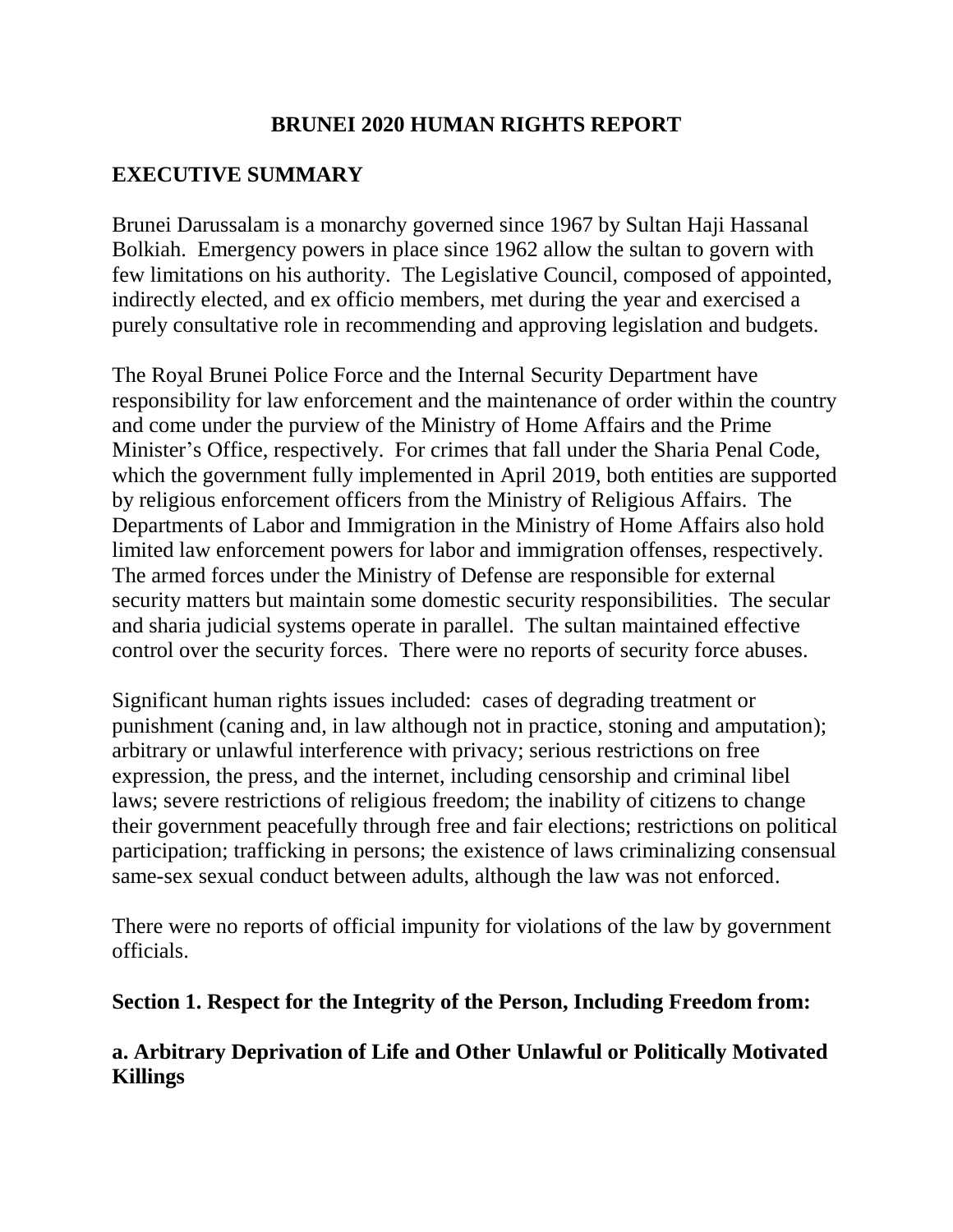# BRUNEI 2020 HUMAN RIGHTS REPORT

## EXECUTIVE SUMMARY

Brunei Darussalam is a monarchy governed since 1967 by Sultan Haji Hassanal Bolkiah. Emergency powers in place since 1962 allow the sultan to govern with few limitations on his authority. The Legislative Council, composed of appointed, indirectly elected, and ex officio members, met during the year and exercised a purely consultative role in recommending and approving legislation and budgets.

The Royal Brunei Police Force and the Internal Security Department have responsibility for law enforcement and the maintenance of order within the country and come under the purview of the Ministry of Home Affairs and the Prime Minister's Office, respectively. For crimes that fall under the Sharia Penal Code, which the government fully implemented in April 2019, both entities are supported by religious enforcement officers from the Ministry of Religious Affairs. The Departments of Labor and Immigration in the Ministry of Home Affairs also hold limited law enforcement powers for labor and immigration offenses, respectively. The armed forces under the Ministry of Defense are responsible for external security matters but maintain some domestic security responsibilities. The secular and sharia judicial systems operate in parallel. The sultan maintained effective control over the security forces. There were no reports of security force abuses.

Significant human rights issues included: cases of degrading treatment or punishment (caning and, in law although not in practice, stoning and amputation); arbitrary or unlawful interference with privacy; serious restrictions on free expression, the press, and the internet, including censorship and criminal libel laws; severe restrictions of religious freedom; the inability of citizens to change their government peacefully through free and fair elections; restrictions on political participation; trafficking in persons; the existence of laws criminalizing consensual same-sex sexual conduct between adults, although the law was not enforced.

There were no reports of official impunity for violations of the law by government officials.

## Section 1. Respect for the Integrity of the Person, Including Freedom from:

### a. Arbitrary Deprivation of Life and Other Unlawful or Politically Motivated Killings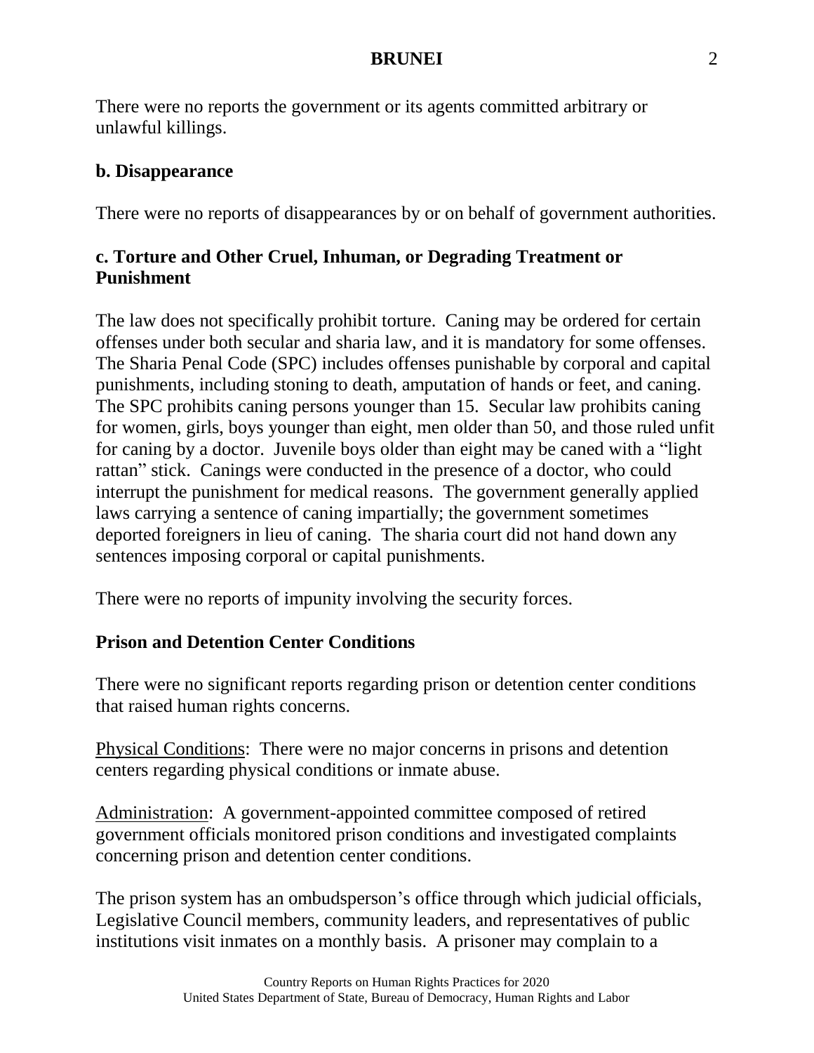There were no reports the government or its agents committed arbitrary or unlawful killings.

### b. Disappearance

There were no reports of disappearances by or on behalf of government authorities.

### c. Torture and Other Cruel, Inhuman, or Degrading Treatment or Punishment

The law does not specifically prohibit torture. Caning may be ordered for certain offenses under both secular and sharia law, and it is mandatory for some offenses. The Sharia Penal Code (SPC) includes offenses punishable by corporal and capital punishments, including stoning to death, amputation of hands or feet, and caning. The SPC prohibits caning persons younger than 15. Secular law prohibits caning for women, girls, boys younger than eight, men older than 50, and those ruled unfit for caning by a doctor. Juvenile boys older than eight may be caned with a "light rattan" stick. Canings were conducted in the presence of a doctor, who could interrupt the punishment for medical reasons. The government generally applied laws carrying a sentence of caning impartially; the government sometimes deported foreigners in lieu of caning. The sharia court did not hand down any sentences imposing corporal or capital punishments.

There were no reports of impunity involving the security forces.

### Prison and Detention Center Conditions

There were no significant reports regarding prison or detention center conditions that raised human rights concerns.

Physical Conditions: There were no major concerns in prisons and detention centers regarding physical conditions or inmate abuse.

Administration: A government-appointed committee composed of retired government officials monitored prison conditions and investigated complaints concerning prison and detention center conditions.

The prison system has an ombudsperson's office through which judicial officials, Legislative Council members, community leaders, and representatives of public institutions visit inmates on a monthly basis. A prisoner may complain to a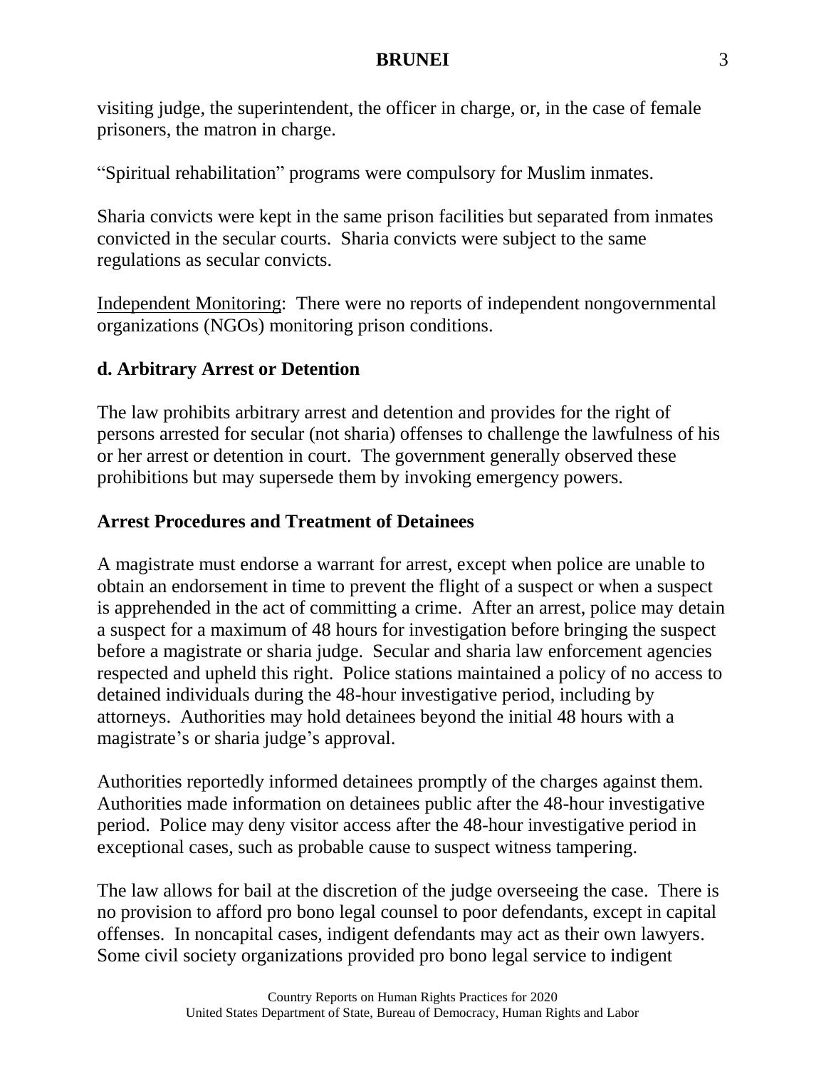visiting judge, the superintendent, the officer in charge, or, in the case of female prisoners, the matron in charge.

"Spiritual rehabilitation" programs were compulsory for Muslim inmates.

Sharia convicts were kept in the same prison facilities but separated from inmates convicted in the secular courts. Sharia convicts were subject to the same regulations as secular convicts.

Independent Monitoring: There were no reports of independent nongovernmental organizations (NGOs) monitoring prison conditions.

## d. Arbitrary Arrest or Detention

The law prohibits arbitrary arrest and detention and provides for the right of persons arrested for secular (not sharia) offenses to challenge the lawfulness of his or her arrest or detention in court. The government generally observed these prohibitions but may supersede them by invoking emergency powers.

## Arrest Procedures and Treatment of Detainees

A magistrate must endorse a warrant for arrest, except when police are unable to obtain an endorsement in time to prevent the flight of a suspect or when a suspect is apprehended in the act of committing a crime. After an arrest, police may detain a suspect for a maximum of 48 hours for investigation before bringing the suspect before a magistrate or sharia judge. Secular and sharia law enforcement agencies respected and upheld this right. Police stations maintained a policy of no access to detained individuals during the 48-hour investigative period, including by attorneys. Authorities may hold detainees beyond the initial 48 hours with a magistrate's or sharia judge's approval.

Authorities reportedly informed detainees promptly of the charges against them. Authorities made information on detainees public after the 48-hour investigative period. Police may deny visitor access after the 48-hour investigative period in exceptional cases, such as probable cause to suspect witness tampering.

The law allows for bail at the discretion of the judge overseeing the case. There is no provision to afford pro bono legal counsel to poor defendants, except in capital offenses. In noncapital cases, indigent defendants may act as their own lawyers. Some civil society organizations provided pro bono legal service to indigent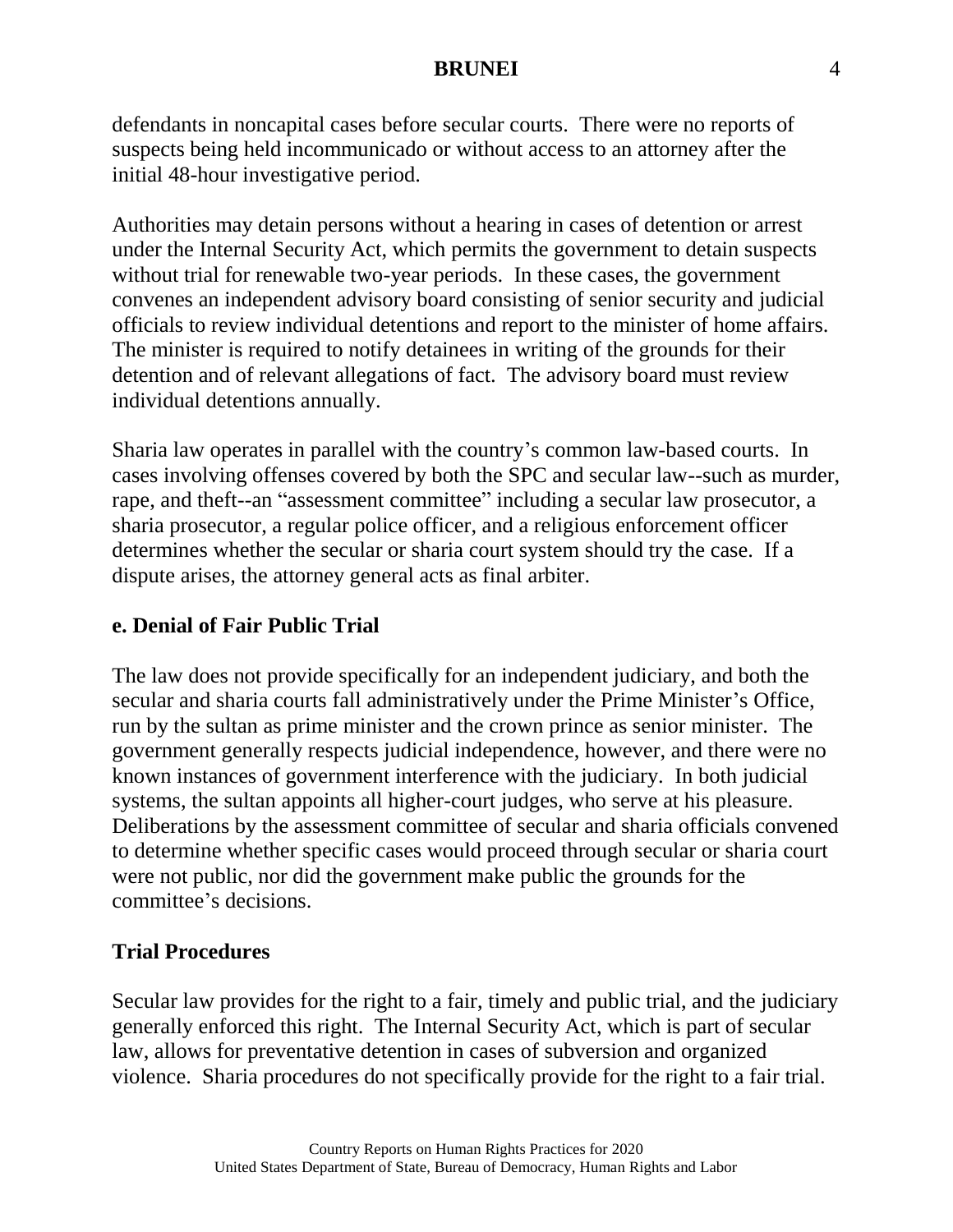defendants in noncapital cases before secular courts. There were no reports of suspects being held incommunicado or without access to an attorney after the initial 48-hour investigative period.

Authorities may detain persons without a hearing in cases of detention or arrest under the Internal Security Act, which permits the government to detain suspects without trial for renewable two-year periods. In these cases, the government convenes an independent advisory board consisting of senior security and judicial officials to review individual detentions and report to the minister of home affairs. The minister is required to notify detainees in writing of the grounds for their detention and of relevant allegations of fact. The advisory board must review individual detentions annually.

Sharia law operates in parallel with the country's common law-based courts. In cases involving offenses covered by both the SPC and secular law--such as murder, rape, and theft--an "assessment committee" including a secular law prosecutor, a sharia prosecutor, a regular police officer, and a religious enforcement officer determines whether the secular or sharia court system should try the case. If a dispute arises, the attorney general acts as final arbiter.

## e. Denial of Fair Public Trial

The law does not provide specifically for an independent judiciary, and both the secular and sharia courts fall administratively under the Prime Minister's Office, run by the sultan as prime minister and the crown prince as senior minister. The government generally respects judicial independence, however, and there were no known instances of government interference with the judiciary. In both judicial systems, the sultan appoints all higher-court judges, who serve at his pleasure. Deliberations by the assessment committee of secular and sharia officials convened to determine whether specific cases would proceed through secular or sharia court were not public, nor did the government make public the grounds for the committee's decisions.

### Trial Procedures

Secular law provides for the right to a fair, timely and public trial, and the judiciary generally enforced this right. The Internal Security Act, which is part of secular law, allows for preventative detention in cases of subversion and organized violence. Sharia procedures do not specifically provide for the right to a fair trial.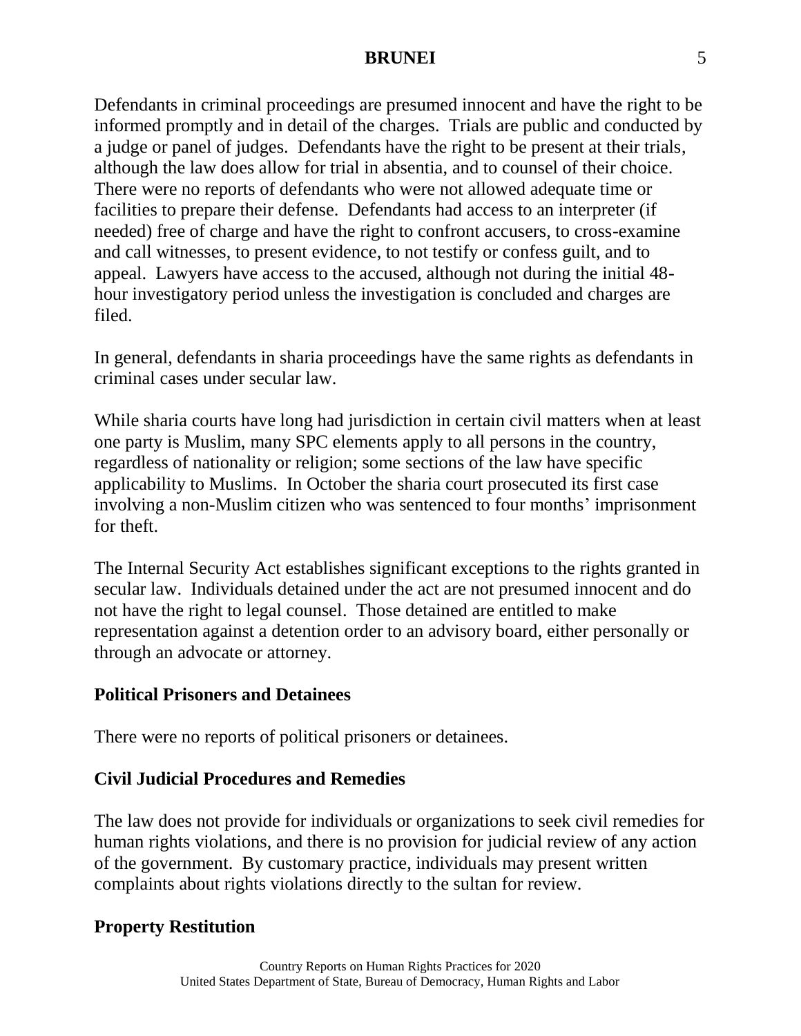Defendants in criminal proceedings are presumed innocent and have the right to be informed promptly and in detail of the charges. Trials are public and conducted by a judge or panel of judges. Defendants have the right to be present at their trials, although the law does allow for trial in absentia, and to counsel of their choice. There were no reports of defendants who were not allowed adequate time or facilities to prepare their defense. Defendants had access to an interpreter (if needed) free of charge and have the right to confront accusers, to cross-examine and call witnesses, to present evidence, to not testify or confess guilt, and to appeal. Lawyers have access to the accused, although not during the initial 48-hour investigatory period unless the investigation is concluded and charges are filed.

In general, defendants in sharia proceedings have the same rights as defendants in criminal cases under secular law.

While sharia courts have long had jurisdiction in certain civil matters when at least one party is Muslim, many SPC elements apply to all persons in the country, regardless of nationality or religion; some sections of the law have specific applicability to Muslims. In October the sharia court prosecuted its first case involving a non-Muslim citizen who was sentenced to four months' imprisonment for theft.

The Internal Security Act establishes significant exceptions to the rights granted in secular law. Individuals detained under the act are not presumed innocent and do not have the right to legal counsel. Those detained are entitled to make representation against a detention order to an advisory board, either personally or through an advocate or attorney.

### Political Prisoners and Detainees

There were no reports of political prisoners or detainees.

### Civil Judicial Procedures and Remedies

The law does not provide for individuals or organizations to seek civil remedies for human rights violations, and there is no provision for judicial review of any action of the government. By customary practice, individuals may present written complaints about rights violations directly to the sultan for review.

### Property Restitution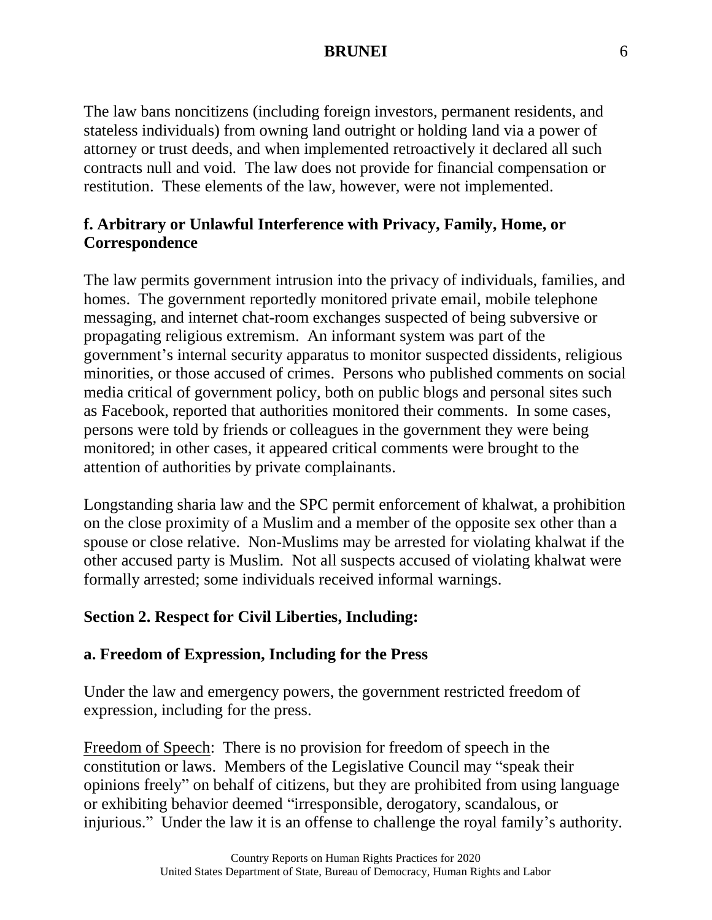The law bans noncitizens (including foreign investors, permanent residents, and stateless individuals) from owning land outright or holding land via a power of attorney or trust deeds, and when implemented retroactively it declared all such contracts null and void. The law does not provide for financial compensation or restitution. These elements of the law, however, were not implemented.

### f. Arbitrary or Unlawful Interference with Privacy, Family, Home, or Correspondence

The law permits government intrusion into the privacy of individuals, families, and homes. The government reportedly monitored private email, mobile telephone messaging, and internet chat-room exchanges suspected of being subversive or propagating religious extremism. An informant system was part of the government's internal security apparatus to monitor suspected dissidents, religious minorities, or those accused of crimes. Persons who published comments on social media critical of government policy, both on public blogs and personal sites such as Facebook, reported that authorities monitored their comments. In some cases, persons were told by friends or colleagues in the government they were being monitored; in other cases, it appeared critical comments were brought to the attention of authorities by private complainants.

Longstanding sharia law and the SPC permit enforcement of khalwat, a prohibition on the close proximity of a Muslim and a member of the opposite sex other than a spouse or close relative. Non-Muslims may be arrested for violating khalwat if the other accused party is Muslim. Not all suspects accused of violating khalwat were formally arrested; some individuals received informal warnings.

## Section 2. Respect for Civil Liberties, Including:

### a. Freedom of Expression, Including for the Press

Under the law and emergency powers, the government restricted freedom of expression, including for the press.

Freedom of Speech: There is no provision for freedom of speech in the constitution or laws. Members of the Legislative Council may "speak their opinions freely" on behalf of citizens, but they are prohibited from using language or exhibiting behavior deemed "irresponsible, derogatory, scandalous, or injurious." Under the law it is an offense to challenge the royal family's authority.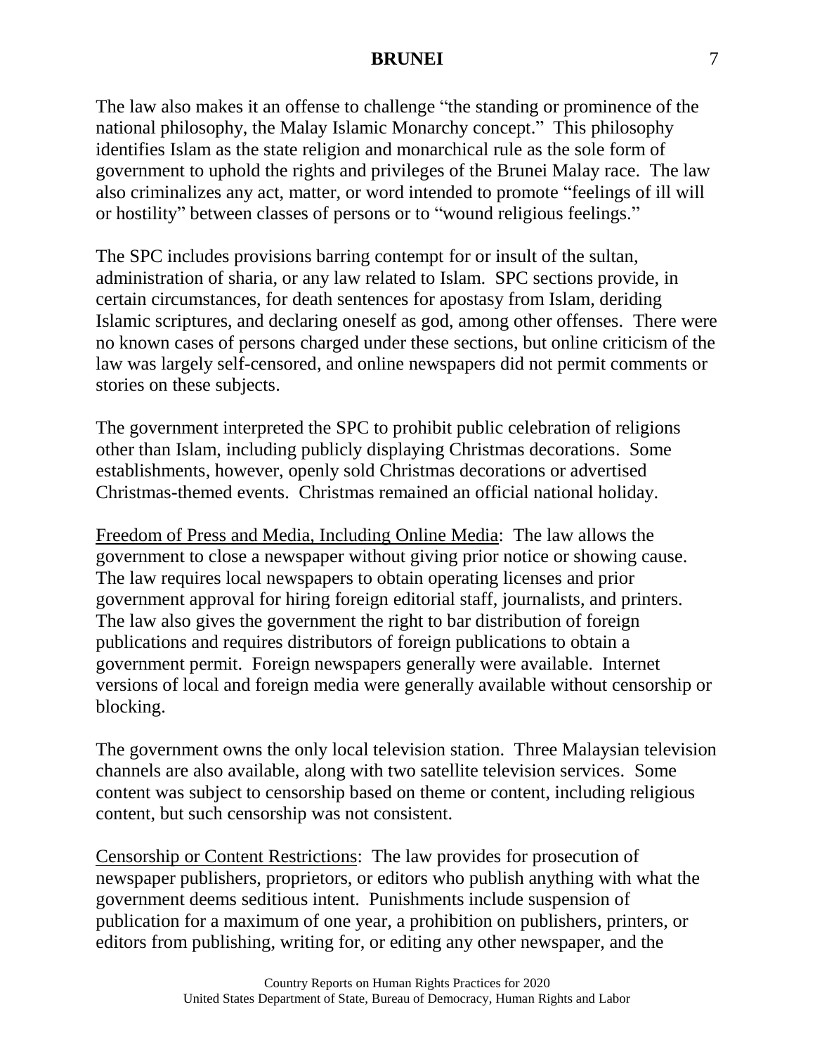The law also makes it an offense to challenge "the standing or prominence of the national philosophy, the Malay Islamic Monarchy concept." This philosophy identifies Islam as the state religion and monarchical rule as the sole form of government to uphold the rights and privileges of the Brunei Malay race. The law also criminalizes any act, matter, or word intended to promote "feelings of ill will or hostility" between classes of persons or to "wound religious feelings."

The SPC includes provisions barring contempt for or insult of the sultan, administration of sharia, or any law related to Islam. SPC sections provide, in certain circumstances, for death sentences for apostasy from Islam, deriding Islamic scriptures, and declaring oneself as god, among other offenses. There were no known cases of persons charged under these sections, but online criticism of the law was largely self-censored, and online newspapers did not permit comments or stories on these subjects.

The government interpreted the SPC to prohibit public celebration of religions other than Islam, including publicly displaying Christmas decorations. Some establishments, however, openly sold Christmas decorations or advertised Christmas-themed events. Christmas remained an official national holiday.

Freedom of Press and Media, Including Online Media: The law allows the government to close a newspaper without giving prior notice or showing cause. The law requires local newspapers to obtain operating licenses and prior government approval for hiring foreign editorial staff, journalists, and printers. The law also gives the government the right to bar distribution of foreign publications and requires distributors of foreign publications to obtain a government permit. Foreign newspapers generally were available. Internet versions of local and foreign media were generally available without censorship or blocking.

The government owns the only local television station. Three Malaysian television channels are also available, along with two satellite television services. Some content was subject to censorship based on theme or content, including religious content, but such censorship was not consistent.

Censorship or Content Restrictions: The law provides for prosecution of newspaper publishers, proprietors, or editors who publish anything with what the government deems seditious intent. Punishments include suspension of publication for a maximum of one year, a prohibition on publishers, printers, or editors from publishing, writing for, or editing any other newspaper, and the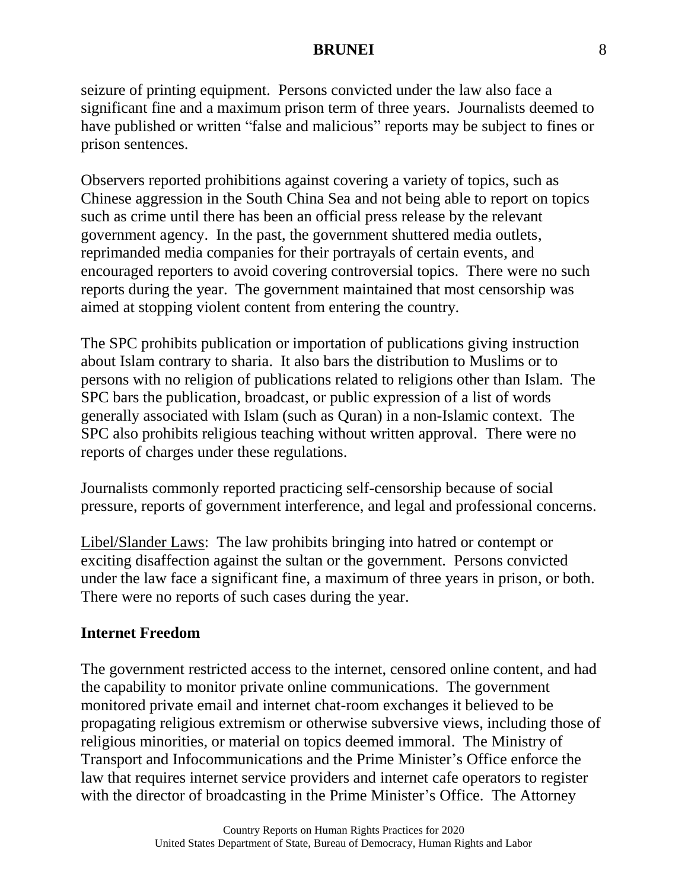seizure of printing equipment. Persons convicted under the law also face a significant fine and a maximum prison term of three years. Journalists deemed to have published or written "false and malicious" reports may be subject to fines or prison sentences.

Observers reported prohibitions against covering a variety of topics, such as Chinese aggression in the South China Sea and not being able to report on topics such as crime until there has been an official press release by the relevant government agency. In the past, the government shuttered media outlets, reprimanded media companies for their portrayals of certain events, and encouraged reporters to avoid covering controversial topics. There were no such reports during the year. The government maintained that most censorship was aimed at stopping violent content from entering the country.

The SPC prohibits publication or importation of publications giving instruction about Islam contrary to sharia. It also bars the distribution to Muslims or to persons with no religion of publications related to religions other than Islam. The SPC bars the publication, broadcast, or public expression of a list of words generally associated with Islam (such as Quran) in a non-Islamic context. The SPC also prohibits religious teaching without written approval. There were no reports of charges under these regulations.

Journalists commonly reported practicing self-censorship because of social pressure, reports of government interference, and legal and professional concerns.

Libel/Slander Laws: The law prohibits bringing into hatred or contempt or exciting disaffection against the sultan or the government. Persons convicted under the law face a significant fine, a maximum of three years in prison, or both. There were no reports of such cases during the year.

**Internet Freedom**

The government restricted access to the internet, censored online content, and had the capability to monitor private online communications. The government monitored private email and internet chat-room exchanges it believed to be propagating religious extremism or otherwise subversive views, including those of religious minorities, or material on topics deemed immoral. The Ministry of Transport and Infocommunications and the Prime Minister's Office enforce the law that requires internet service providers and internet cafe operators to register with the director of broadcasting in the Prime Minister's Office. The Attorney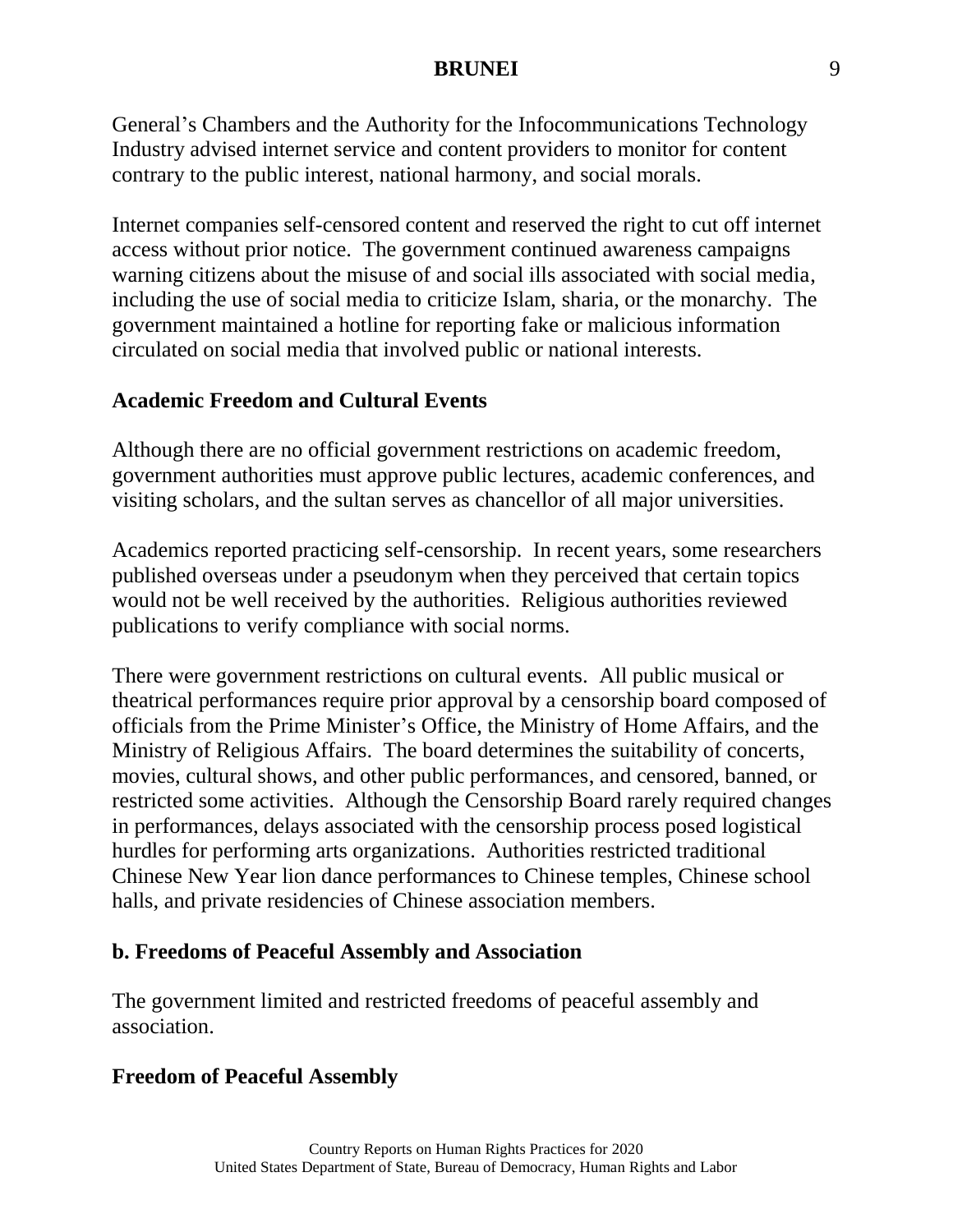General's Chambers and the Authority for the Infocommunications Technology Industry advised internet service and content providers to monitor for content contrary to the public interest, national harmony, and social morals.

Internet companies self-censored content and reserved the right to cut off internet access without prior notice. The government continued awareness campaigns warning citizens about the misuse of and social ills associated with social media, including the use of social media to criticize Islam, sharia, or the monarchy. The government maintained a hotline for reporting fake or malicious information circulated on social media that involved public or national interests.

**Academic Freedom and Cultural Events**

Although there are no official government restrictions on academic freedom, government authorities must approve public lectures, academic conferences, and visiting scholars, and the sultan serves as chancellor of all major universities.

Academics reported practicing self-censorship. In recent years, some researchers published overseas under a pseudonym when they perceived that certain topics would not be well received by the authorities. Religious authorities reviewed publications to verify compliance with social norms.

There were government restrictions on cultural events. All public musical or theatrical performances require prior approval by a censorship board composed of officials from the Prime Minister's Office, the Ministry of Home Affairs, and the Ministry of Religious Affairs. The board determines the suitability of concerts, movies, cultural shows, and other public performances, and censored, banned, or restricted some activities. Although the Censorship Board rarely required changes in performances, delays associated with the censorship process posed logistical hurdles for performing arts organizations. Authorities restricted traditional Chinese New Year lion dance performances to Chinese temples, Chinese school halls, and private residencies of Chinese association members.

## b. Freedoms of Peaceful Assembly and Association

The government limited and restricted freedoms of peaceful assembly and association.

**Freedom of Peaceful Assembly**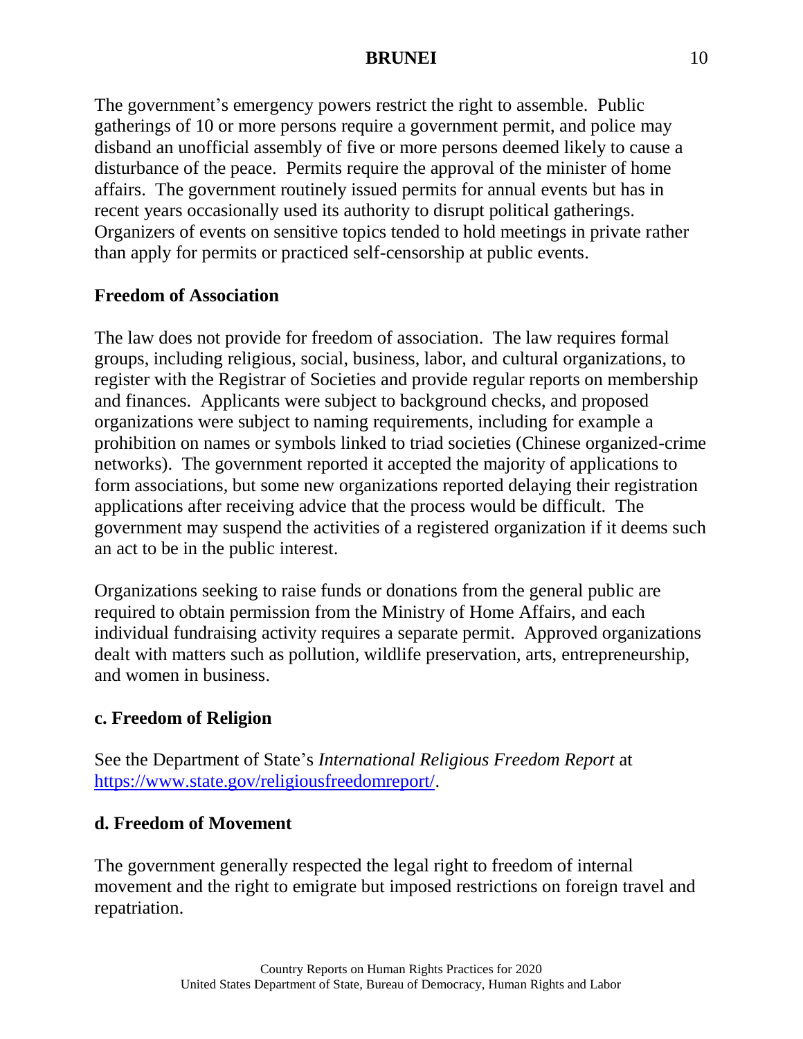The government's emergency powers restrict the right to assemble. Public gatherings of 10 or more persons require a government permit, and police may disband an unofficial assembly of five or more persons deemed likely to cause a disturbance of the peace. Permits require the approval of the minister of home affairs. The government routinely issued permits for annual events but has in recent years occasionally used its authority to disrupt political gatherings. Organizers of events on sensitive topics tended to hold meetings in private rather than apply for permits or practiced self-censorship at public events.

**Freedom of Association**

The law does not provide for freedom of association. The law requires formal groups, including religious, social, business, labor, and cultural organizations, to register with the Registrar of Societies and provide regular reports on membership and finances. Applicants were subject to background checks, and proposed organizations were subject to naming requirements, including for example a prohibition on names or symbols linked to triad societies (Chinese organized-crime networks). The government reported it accepted the majority of applications to form associations, but some new organizations reported delaying their registration applications after receiving advice that the process would be difficult. The government may suspend the activities of a registered organization if it deems such an act to be in the public interest.

Organizations seeking to raise funds or donations from the general public are required to obtain permission from the Ministry of Home Affairs, and each individual fundraising activity requires a separate permit. Approved organizations dealt with matters such as pollution, wildlife preservation, arts, entrepreneurship, and women in business.

## c. Freedom of Religion

See the Department of State's *International Religious Freedom Report* at [https://www.state.gov/religiousfreedomreport/](https://www.state.gov/religiousfreedomreport/).

## d. Freedom of Movement

The government generally respected the legal right to freedom of internal movement and the right to emigrate but imposed restrictions on foreign travel and repatriation.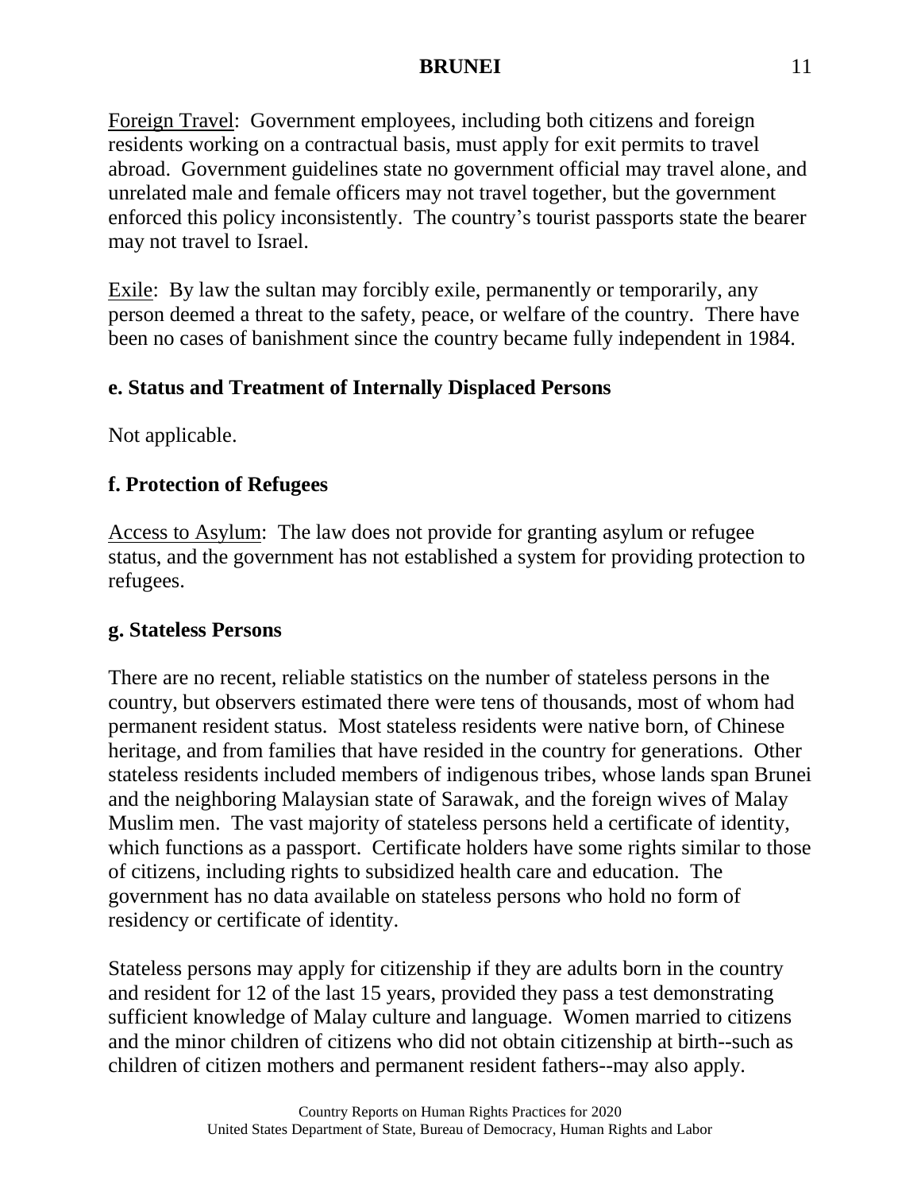Foreign Travel: Government employees, including both citizens and foreign residents working on a contractual basis, must apply for exit permits to travel abroad. Government guidelines state no government official may travel alone, and unrelated male and female officers may not travel together, but the government enforced this policy inconsistently. The country's tourist passports state the bearer may not travel to Israel.

Exile: By law the sultan may forcibly exile, permanently or temporarily, any person deemed a threat to the safety, peace, or welfare of the country. There have been no cases of banishment since the country became fully independent in 1984.

### e. Status and Treatment of Internally Displaced Persons

Not applicable.

### f. Protection of Refugees

Access to Asylum: The law does not provide for granting asylum or refugee status, and the government has not established a system for providing protection to refugees.

### g. Stateless Persons

There are no recent, reliable statistics on the number of stateless persons in the country, but observers estimated there were tens of thousands, most of whom had permanent resident status. Most stateless residents were native born, of Chinese heritage, and from families that have resided in the country for generations. Other stateless residents included members of indigenous tribes, whose lands span Brunei and the neighboring Malaysian state of Sarawak, and the foreign wives of Malay Muslim men. The vast majority of stateless persons held a certificate of identity, which functions as a passport. Certificate holders have some rights similar to those of citizens, including rights to subsidized health care and education. The government has no data available on stateless persons who hold no form of residency or certificate of identity.

Stateless persons may apply for citizenship if they are adults born in the country and resident for 12 of the last 15 years, provided they pass a test demonstrating sufficient knowledge of Malay culture and language. Women married to citizens and the minor children of citizens who did not obtain citizenship at birth--such as children of citizen mothers and permanent resident fathers--may also apply.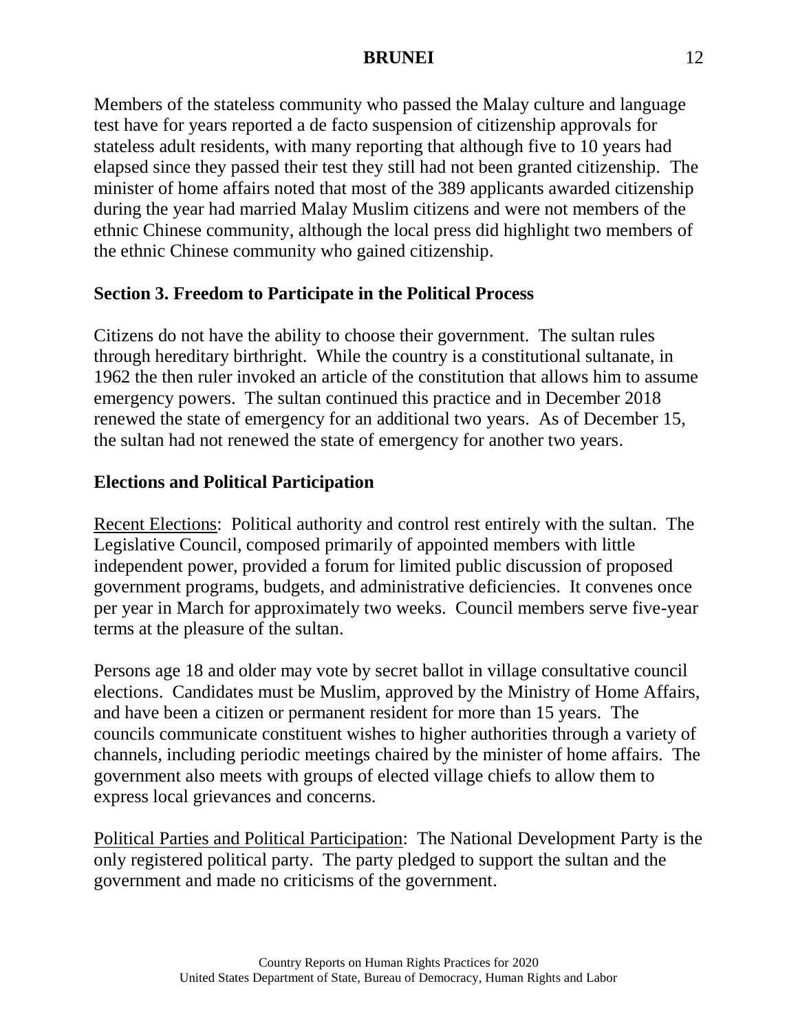Members of the stateless community who passed the Malay culture and language test have for years reported a de facto suspension of citizenship approvals for stateless adult residents, with many reporting that although five to 10 years had elapsed since they passed their test they still had not been granted citizenship. The minister of home affairs noted that most of the 389 applicants awarded citizenship during the year had married Malay Muslim citizens and were not members of the ethnic Chinese community, although the local press did highlight two members of the ethnic Chinese community who gained citizenship.

## Section 3. Freedom to Participate in the Political Process

Citizens do not have the ability to choose their government. The sultan rules through hereditary birthright. While the country is a constitutional sultanate, in 1962 the then ruler invoked an article of the constitution that allows him to assume emergency powers. The sultan continued this practice and in December 2018 renewed the state of emergency for an additional two years. As of December 15, the sultan had not renewed the state of emergency for another two years.

### Elections and Political Participation

Recent Elections: Political authority and control rest entirely with the sultan. The Legislative Council, composed primarily of appointed members with little independent power, provided a forum for limited public discussion of proposed government programs, budgets, and administrative deficiencies. It convenes once per year in March for approximately two weeks. Council members serve five-year terms at the pleasure of the sultan.

Persons age 18 and older may vote by secret ballot in village consultative council elections. Candidates must be Muslim, approved by the Ministry of Home Affairs, and have been a citizen or permanent resident for more than 15 years. The councils communicate constituent wishes to higher authorities through a variety of channels, including periodic meetings chaired by the minister of home affairs. The government also meets with groups of elected village chiefs to allow them to express local grievances and concerns.

Political Parties and Political Participation: The National Development Party is the only registered political party. The party pledged to support the sultan and the government and made no criticisms of the government.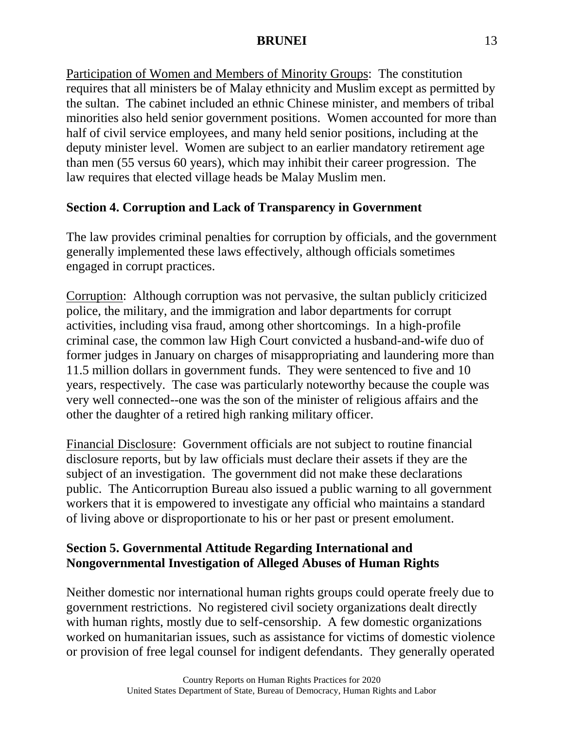Participation of Women and Members of Minority Groups: The constitution requires that all ministers be of Malay ethnicity and Muslim except as permitted by the sultan. The cabinet included an ethnic Chinese minister, and members of tribal minorities also held senior government positions. Women accounted for more than half of civil service employees, and many held senior positions, including at the deputy minister level. Women are subject to an earlier mandatory retirement age than men (55 versus 60 years), which may inhibit their career progression. The law requires that elected village heads be Malay Muslim men.

## Section 4. Corruption and Lack of Transparency in Government

The law provides criminal penalties for corruption by officials, and the government generally implemented these laws effectively, although officials sometimes engaged in corrupt practices.

Corruption: Although corruption was not pervasive, the sultan publicly criticized police, the military, and the immigration and labor departments for corrupt activities, including visa fraud, among other shortcomings. In a high-profile criminal case, the common law High Court convicted a husband-and-wife duo of former judges in January on charges of misappropriating and laundering more than 11.5 million dollars in government funds. They were sentenced to five and 10 years, respectively. The case was particularly noteworthy because the couple was very well connected--one was the son of the minister of religious affairs and the other the daughter of a retired high ranking military officer.

Financial Disclosure: Government officials are not subject to routine financial disclosure reports, but by law officials must declare their assets if they are the subject of an investigation. The government did not make these declarations public. The Anticorruption Bureau also issued a public warning to all government workers that it is empowered to investigate any official who maintains a standard of living above or disproportionate to his or her past or present emolument.

## Section 5. Governmental Attitude Regarding International and Nongovernmental Investigation of Alleged Abuses of Human Rights

Neither domestic nor international human rights groups could operate freely due to government restrictions. No registered civil society organizations dealt directly with human rights, mostly due to self-censorship. A few domestic organizations worked on humanitarian issues, such as assistance for victims of domestic violence or provision of free legal counsel for indigent defendants. They generally operated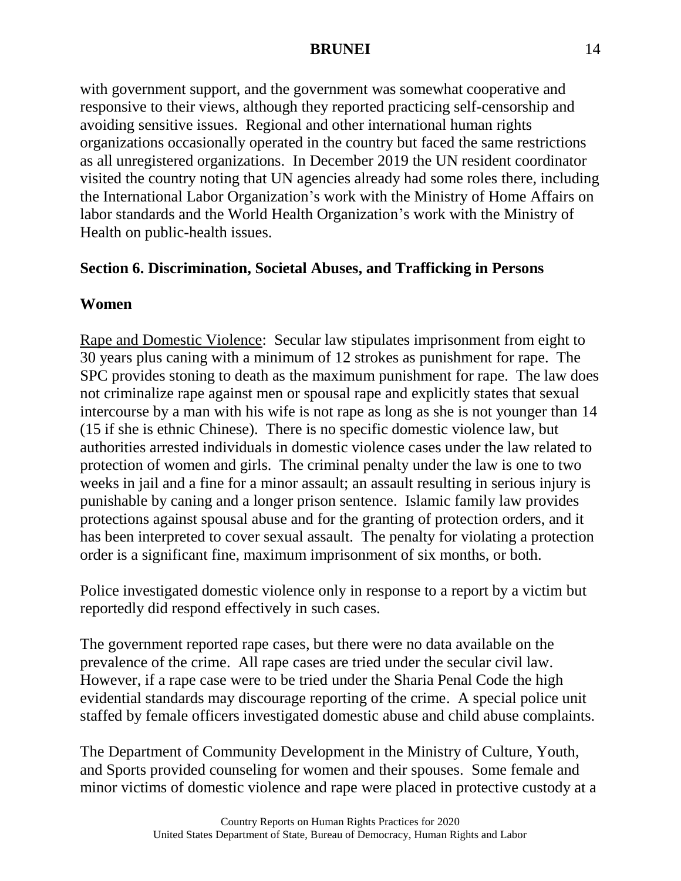with government support, and the government was somewhat cooperative and responsive to their views, although they reported practicing self-censorship and avoiding sensitive issues. Regional and other international human rights organizations occasionally operated in the country but faced the same restrictions as all unregistered organizations. In December 2019 the UN resident coordinator visited the country noting that UN agencies already had some roles there, including the International Labor Organization's work with the Ministry of Home Affairs on labor standards and the World Health Organization's work with the Ministry of Health on public-health issues.

## Section 6. Discrimination, Societal Abuses, and Trafficking in Persons

### Women

Rape and Domestic Violence: Secular law stipulates imprisonment from eight to 30 years plus caning with a minimum of 12 strokes as punishment for rape. The SPC provides stoning to death as the maximum punishment for rape. The law does not criminalize rape against men or spousal rape and explicitly states that sexual intercourse by a man with his wife is not rape as long as she is not younger than 14 (15 if she is ethnic Chinese). There is no specific domestic violence law, but authorities arrested individuals in domestic violence cases under the law related to protection of women and girls. The criminal penalty under the law is one to two weeks in jail and a fine for a minor assault; an assault resulting in serious injury is punishable by caning and a longer prison sentence. Islamic family law provides protections against spousal abuse and for the granting of protection orders, and it has been interpreted to cover sexual assault. The penalty for violating a protection order is a significant fine, maximum imprisonment of six months, or both.

Police investigated domestic violence only in response to a report by a victim but reportedly did respond effectively in such cases.

The government reported rape cases, but there were no data available on the prevalence of the crime. All rape cases are tried under the secular civil law. However, if a rape case were to be tried under the Sharia Penal Code the high evidential standards may discourage reporting of the crime. A special police unit staffed by female officers investigated domestic abuse and child abuse complaints.

The Department of Community Development in the Ministry of Culture, Youth, and Sports provided counseling for women and their spouses. Some female and minor victims of domestic violence and rape were placed in protective custody at a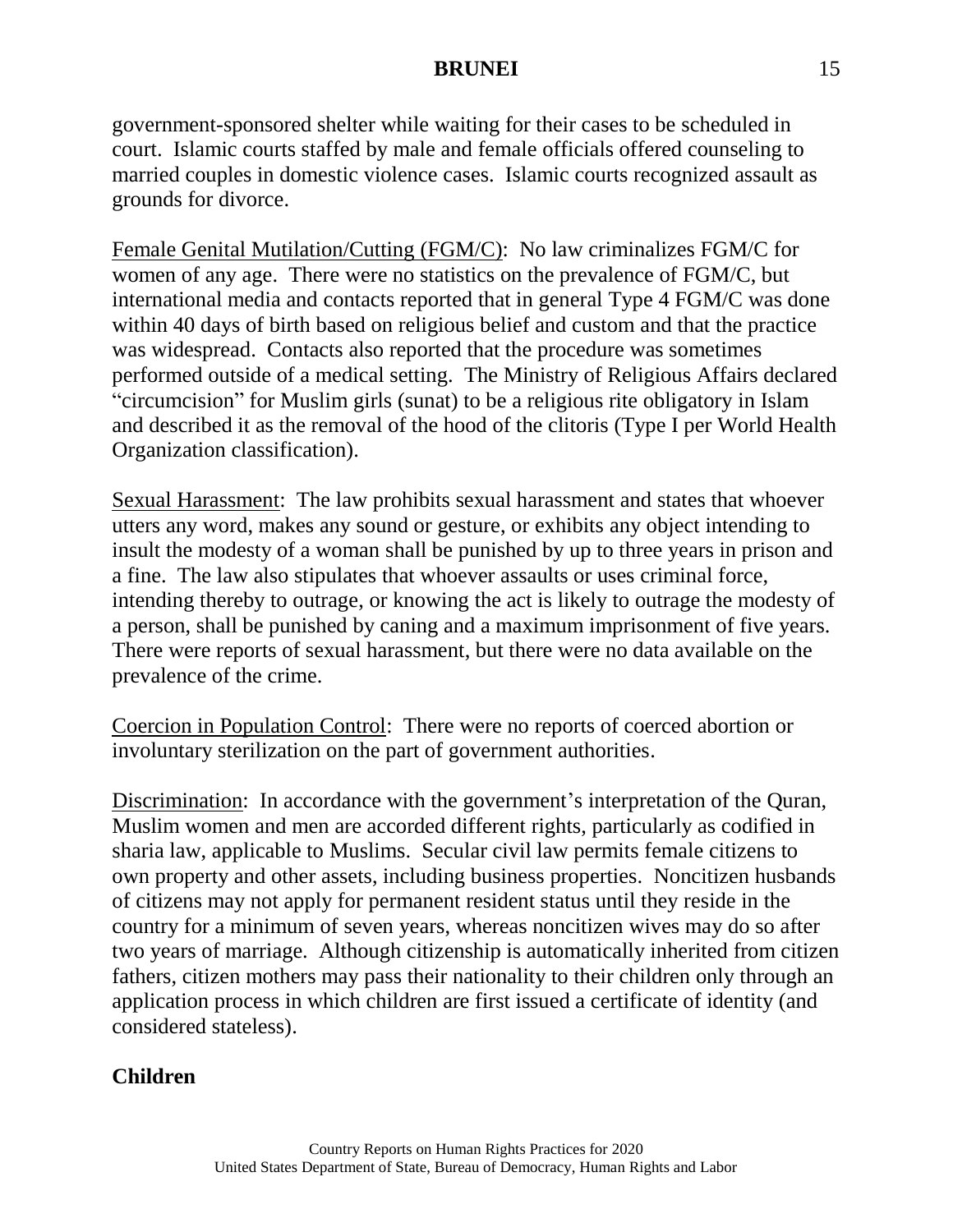government-sponsored shelter while waiting for their cases to be scheduled in court. Islamic courts staffed by male and female officials offered counseling to married couples in domestic violence cases. Islamic courts recognized assault as grounds for divorce.

Female Genital Mutilation/Cutting (FGM/C): No law criminalizes FGM/C for women of any age. There were no statistics on the prevalence of FGM/C, but international media and contacts reported that in general Type 4 FGM/C was done within 40 days of birth based on religious belief and custom and that the practice was widespread. Contacts also reported that the procedure was sometimes performed outside of a medical setting. The Ministry of Religious Affairs declared "circumcision" for Muslim girls (sunat) to be a religious rite obligatory in Islam and described it as the removal of the hood of the clitoris (Type I per World Health Organization classification).

Sexual Harassment: The law prohibits sexual harassment and states that whoever utters any word, makes any sound or gesture, or exhibits any object intending to insult the modesty of a woman shall be punished by up to three years in prison and a fine. The law also stipulates that whoever assaults or uses criminal force, intending thereby to outrage, or knowing the act is likely to outrage the modesty of a person, shall be punished by caning and a maximum imprisonment of five years. There were reports of sexual harassment, but there were no data available on the prevalence of the crime.

Coercion in Population Control: There were no reports of coerced abortion or involuntary sterilization on the part of government authorities.

Discrimination: In accordance with the government's interpretation of the Quran, Muslim women and men are accorded different rights, particularly as codified in sharia law, applicable to Muslims. Secular civil law permits female citizens to own property and other assets, including business properties. Noncitizen husbands of citizens may not apply for permanent resident status until they reside in the country for a minimum of seven years, whereas noncitizen wives may do so after two years of marriage. Although citizenship is automatically inherited from citizen fathers, citizen mothers may pass their nationality to their children only through an application process in which children are first issued a certificate of identity (and considered stateless).

**Children**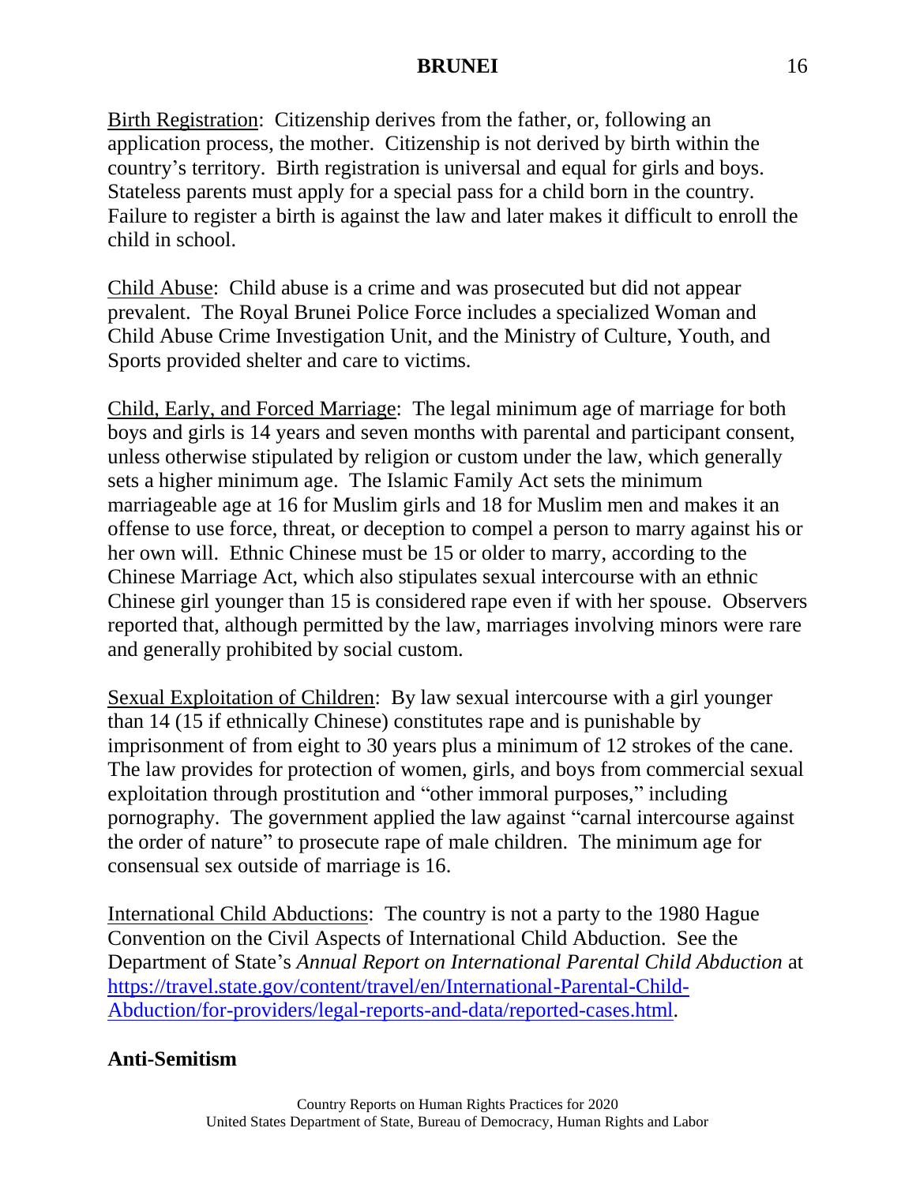Birth Registration: Citizenship derives from the father, or, following an application process, the mother. Citizenship is not derived by birth within the country's territory. Birth registration is universal and equal for girls and boys. Stateless parents must apply for a special pass for a child born in the country. Failure to register a birth is against the law and later makes it difficult to enroll the child in school.

Child Abuse: Child abuse is a crime and was prosecuted but did not appear prevalent. The Royal Brunei Police Force includes a specialized Woman and Child Abuse Crime Investigation Unit, and the Ministry of Culture, Youth, and Sports provided shelter and care to victims.

Child, Early, and Forced Marriage: The legal minimum age of marriage for both boys and girls is 14 years and seven months with parental and participant consent, unless otherwise stipulated by religion or custom under the law, which generally sets a higher minimum age. The Islamic Family Act sets the minimum marriageable age at 16 for Muslim girls and 18 for Muslim men and makes it an offense to use force, threat, or deception to compel a person to marry against his or her own will. Ethnic Chinese must be 15 or older to marry, according to the Chinese Marriage Act, which also stipulates sexual intercourse with an ethnic Chinese girl younger than 15 is considered rape even if with her spouse. Observers reported that, although permitted by the law, marriages involving minors were rare and generally prohibited by social custom.

Sexual Exploitation of Children: By law sexual intercourse with a girl younger than 14 (15 if ethnically Chinese) constitutes rape and is punishable by imprisonment of from eight to 30 years plus a minimum of 12 strokes of the cane. The law provides for protection of women, girls, and boys from commercial sexual exploitation through prostitution and "other immoral purposes," including pornography. The government applied the law against "carnal intercourse against the order of nature" to prosecute rape of male children. The minimum age for consensual sex outside of marriage is 16.

International Child Abductions: The country is not a party to the 1980 Hague Convention on the Civil Aspects of International Child Abduction. See the Department of State's *Annual Report on International Parental Child Abduction* at [https://travel.state.gov/content/travel/en/International-Parental-Child-Abduction/for-providers/legal-reports-and-data/reported-cases.html](https://travel.state.gov/content/travel/en/International-Parental-Child-Abduction/for-providers/legal-reports-and-data/reported-cases.html).

## Anti-Semitism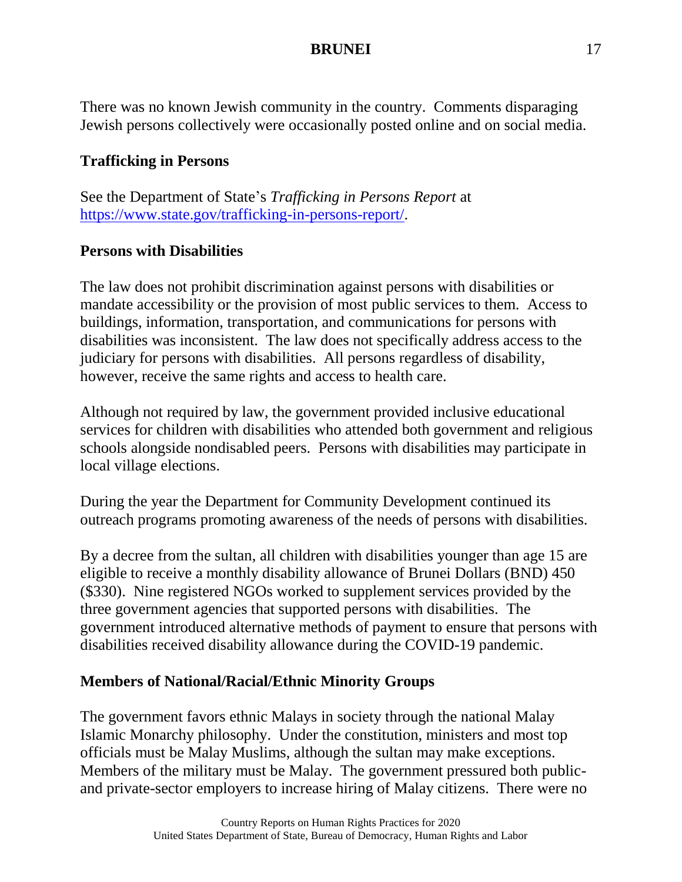There was no known Jewish community in the country. Comments disparaging Jewish persons collectively were occasionally posted online and on social media.

**Trafficking in Persons**

See the Department of State's *Trafficking in Persons Report* at https://www.state.gov/trafficking-in-persons-report/.

**Persons with Disabilities**

The law does not prohibit discrimination against persons with disabilities or mandate accessibility or the provision of most public services to them. Access to buildings, information, transportation, and communications for persons with disabilities was inconsistent. The law does not specifically address access to the judiciary for persons with disabilities. All persons regardless of disability, however, receive the same rights and access to health care.

Although not required by law, the government provided inclusive educational services for children with disabilities who attended both government and religious schools alongside nondisabled peers. Persons with disabilities may participate in local village elections.

During the year the Department for Community Development continued its outreach programs promoting awareness of the needs of persons with disabilities.

By a decree from the sultan, all children with disabilities younger than age 15 are eligible to receive a monthly disability allowance of Brunei Dollars (BND) 450 ($330). Nine registered NGOs worked to supplement services provided by the three government agencies that supported persons with disabilities. The government introduced alternative methods of payment to ensure that persons with disabilities received disability allowance during the COVID-19 pandemic.

**Members of National/Racial/Ethnic Minority Groups**

The government favors ethnic Malays in society through the national Malay Islamic Monarchy philosophy. Under the constitution, ministers and most top officials must be Malay Muslims, although the sultan may make exceptions. Members of the military must be Malay. The government pressured both public- and private-sector employers to increase hiring of Malay citizens. There were no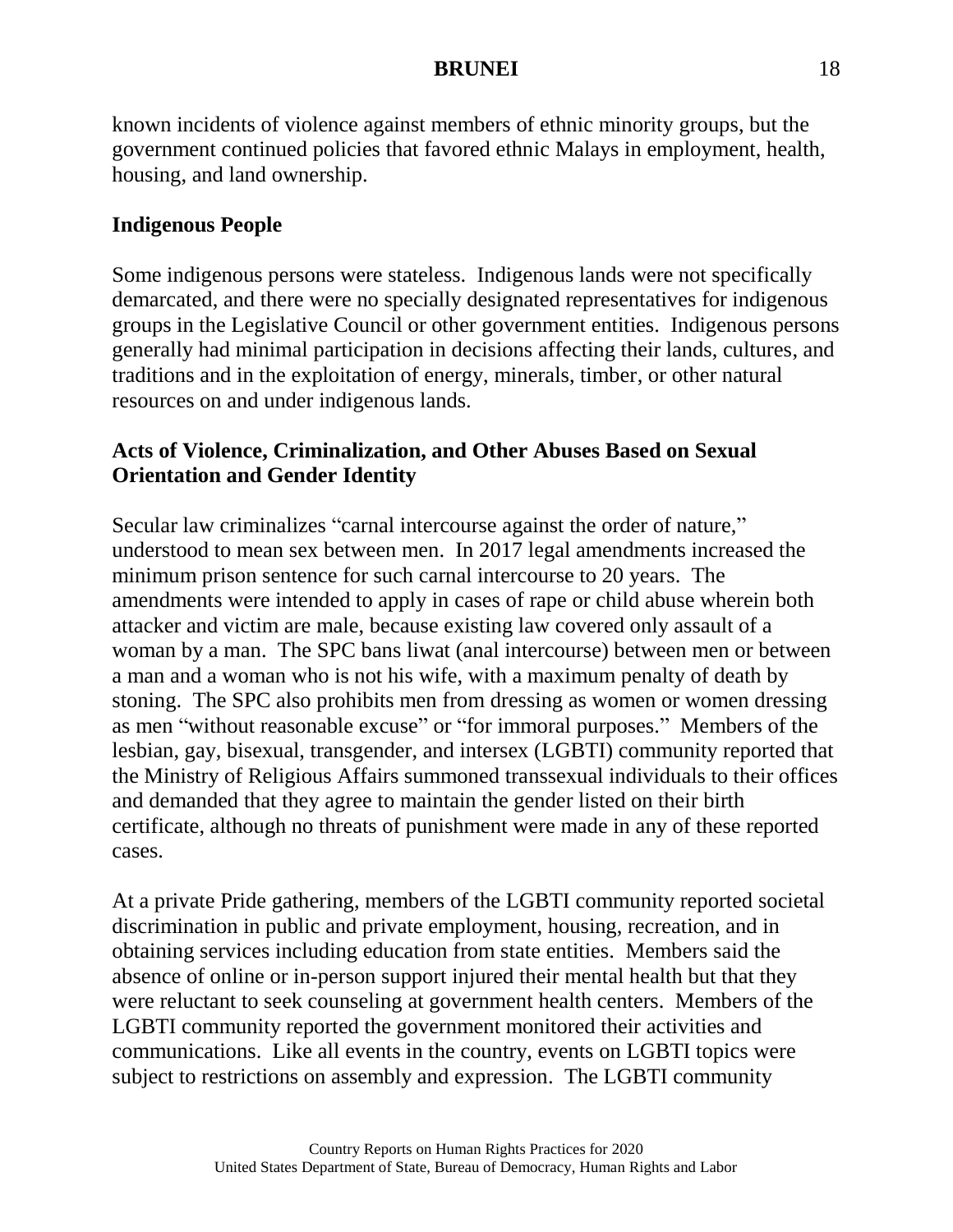known incidents of violence against members of ethnic minority groups, but the government continued policies that favored ethnic Malays in employment, health, housing, and land ownership.

**Indigenous People**

Some indigenous persons were stateless. Indigenous lands were not specifically demarcated, and there were no specially designated representatives for indigenous groups in the Legislative Council or other government entities. Indigenous persons generally had minimal participation in decisions affecting their lands, cultures, and traditions and in the exploitation of energy, minerals, timber, or other natural resources on and under indigenous lands.

**Acts of Violence, Criminalization, and Other Abuses Based on Sexual Orientation and Gender Identity**

Secular law criminalizes "carnal intercourse against the order of nature," understood to mean sex between men. In 2017 legal amendments increased the minimum prison sentence for such carnal intercourse to 20 years. The amendments were intended to apply in cases of rape or child abuse wherein both attacker and victim are male, because existing law covered only assault of a woman by a man. The SPC bans liwat (anal intercourse) between men or between a man and a woman who is not his wife, with a maximum penalty of death by stoning. The SPC also prohibits men from dressing as women or women dressing as men "without reasonable excuse" or "for immoral purposes." Members of the lesbian, gay, bisexual, transgender, and intersex (LGBTI) community reported that the Ministry of Religious Affairs summoned transsexual individuals to their offices and demanded that they agree to maintain the gender listed on their birth certificate, although no threats of punishment were made in any of these reported cases.

At a private Pride gathering, members of the LGBTI community reported societal discrimination in public and private employment, housing, recreation, and in obtaining services including education from state entities. Members said the absence of online or in-person support injured their mental health but that they were reluctant to seek counseling at government health centers. Members of the LGBTI community reported the government monitored their activities and communications. Like all events in the country, events on LGBTI topics were subject to restrictions on assembly and expression. The LGBTI community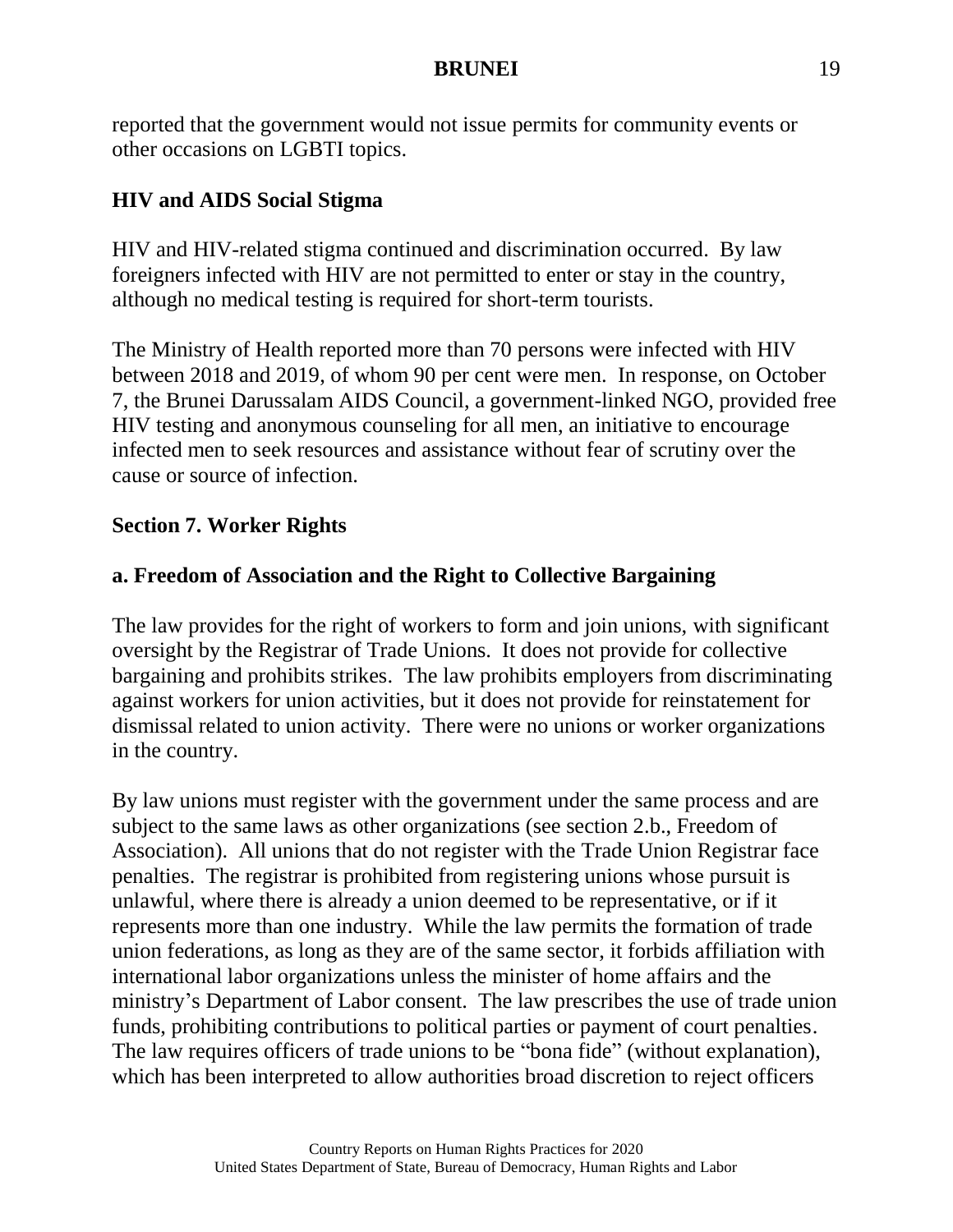reported that the government would not issue permits for community events or other occasions on LGBTI topics.

### HIV and AIDS Social Stigma

HIV and HIV-related stigma continued and discrimination occurred. By law foreigners infected with HIV are not permitted to enter or stay in the country, although no medical testing is required for short-term tourists.

The Ministry of Health reported more than 70 persons were infected with HIV between 2018 and 2019, of whom 90 per cent were men. In response, on October 7, the Brunei Darussalam AIDS Council, a government-linked NGO, provided free HIV testing and anonymous counseling for all men, an initiative to encourage infected men to seek resources and assistance without fear of scrutiny over the cause or source of infection.

## Section 7. Worker Rights

### a. Freedom of Association and the Right to Collective Bargaining

The law provides for the right of workers to form and join unions, with significant oversight by the Registrar of Trade Unions. It does not provide for collective bargaining and prohibits strikes. The law prohibits employers from discriminating against workers for union activities, but it does not provide for reinstatement for dismissal related to union activity. There were no unions or worker organizations in the country.

By law unions must register with the government under the same process and are subject to the same laws as other organizations (see section 2.b., Freedom of Association). All unions that do not register with the Trade Union Registrar face penalties. The registrar is prohibited from registering unions whose pursuit is unlawful, where there is already a union deemed to be representative, or if it represents more than one industry. While the law permits the formation of trade union federations, as long as they are of the same sector, it forbids affiliation with international labor organizations unless the minister of home affairs and the ministry's Department of Labor consent. The law prescribes the use of trade union funds, prohibiting contributions to political parties or payment of court penalties. The law requires officers of trade unions to be "bona fide" (without explanation), which has been interpreted to allow authorities broad discretion to reject officers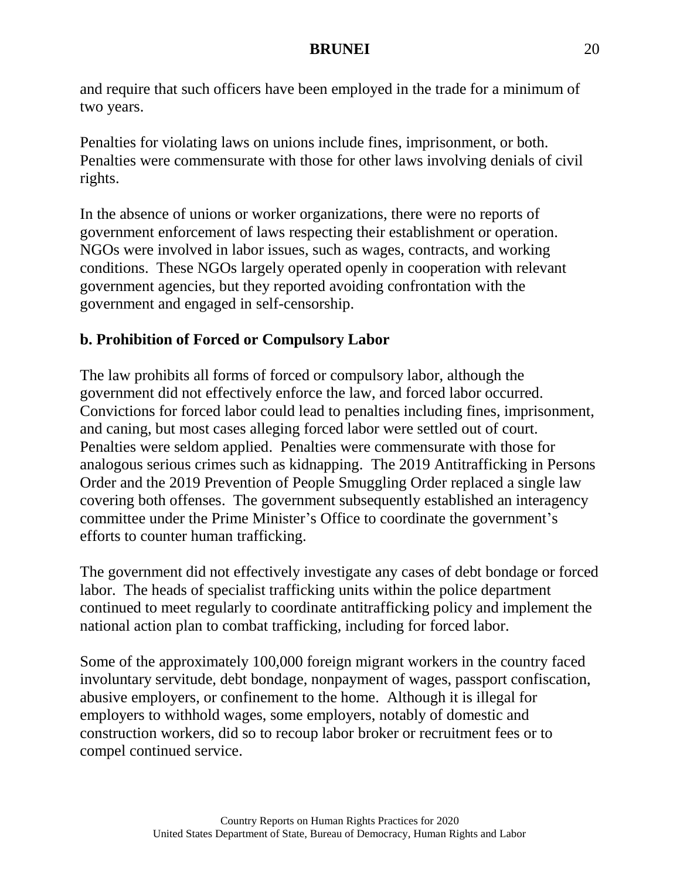and require that such officers have been employed in the trade for a minimum of two years.

Penalties for violating laws on unions include fines, imprisonment, or both. Penalties were commensurate with those for other laws involving denials of civil rights.

In the absence of unions or worker organizations, there were no reports of government enforcement of laws respecting their establishment or operation. NGOs were involved in labor issues, such as wages, contracts, and working conditions. These NGOs largely operated openly in cooperation with relevant government agencies, but they reported avoiding confrontation with the government and engaged in self-censorship.

## b. Prohibition of Forced or Compulsory Labor

The law prohibits all forms of forced or compulsory labor, although the government did not effectively enforce the law, and forced labor occurred. Convictions for forced labor could lead to penalties including fines, imprisonment, and caning, but most cases alleging forced labor were settled out of court. Penalties were seldom applied. Penalties were commensurate with those for analogous serious crimes such as kidnapping. The 2019 Antitrafficking in Persons Order and the 2019 Prevention of People Smuggling Order replaced a single law covering both offenses. The government subsequently established an interagency committee under the Prime Minister's Office to coordinate the government's efforts to counter human trafficking.

The government did not effectively investigate any cases of debt bondage or forced labor. The heads of specialist trafficking units within the police department continued to meet regularly to coordinate antitrafficking policy and implement the national action plan to combat trafficking, including for forced labor.

Some of the approximately 100,000 foreign migrant workers in the country faced involuntary servitude, debt bondage, nonpayment of wages, passport confiscation, abusive employers, or confinement to the home. Although it is illegal for employers to withhold wages, some employers, notably of domestic and construction workers, did so to recoup labor broker or recruitment fees or to compel continued service.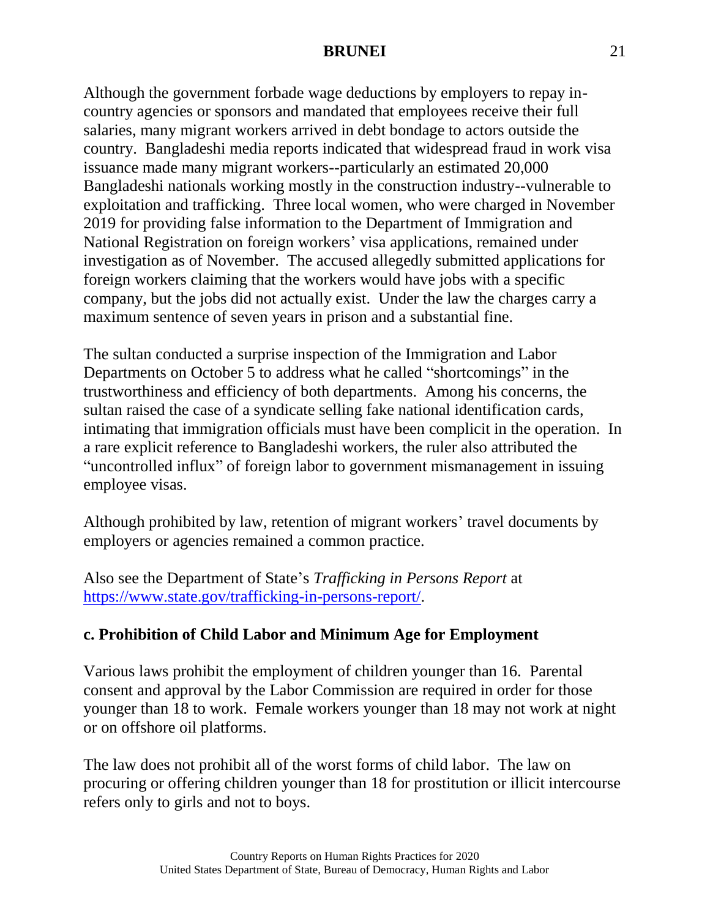Although the government forbade wage deductions by employers to repay in-country agencies or sponsors and mandated that employees receive their full salaries, many migrant workers arrived in debt bondage to actors outside the country. Bangladeshi media reports indicated that widespread fraud in work visa issuance made many migrant workers--particularly an estimated 20,000 Bangladeshi nationals working mostly in the construction industry--vulnerable to exploitation and trafficking. Three local women, who were charged in November 2019 for providing false information to the Department of Immigration and National Registration on foreign workers' visa applications, remained under investigation as of November. The accused allegedly submitted applications for foreign workers claiming that the workers would have jobs with a specific company, but the jobs did not actually exist. Under the law the charges carry a maximum sentence of seven years in prison and a substantial fine.

The sultan conducted a surprise inspection of the Immigration and Labor Departments on October 5 to address what he called "shortcomings" in the trustworthiness and efficiency of both departments. Among his concerns, the sultan raised the case of a syndicate selling fake national identification cards, intimating that immigration officials must have been complicit in the operation. In a rare explicit reference to Bangladeshi workers, the ruler also attributed the "uncontrolled influx" of foreign labor to government mismanagement in issuing employee visas.

Although prohibited by law, retention of migrant workers' travel documents by employers or agencies remained a common practice.

Also see the Department of State's *Trafficking in Persons Report* at [https://www.state.gov/trafficking-in-persons-report/](https://www.state.gov/trafficking-in-persons-report/).

### c. Prohibition of Child Labor and Minimum Age for Employment

Various laws prohibit the employment of children younger than 16. Parental consent and approval by the Labor Commission are required in order for those younger than 18 to work. Female workers younger than 18 may not work at night or on offshore oil platforms.

The law does not prohibit all of the worst forms of child labor. The law on procuring or offering children younger than 18 for prostitution or illicit intercourse refers only to girls and not to boys.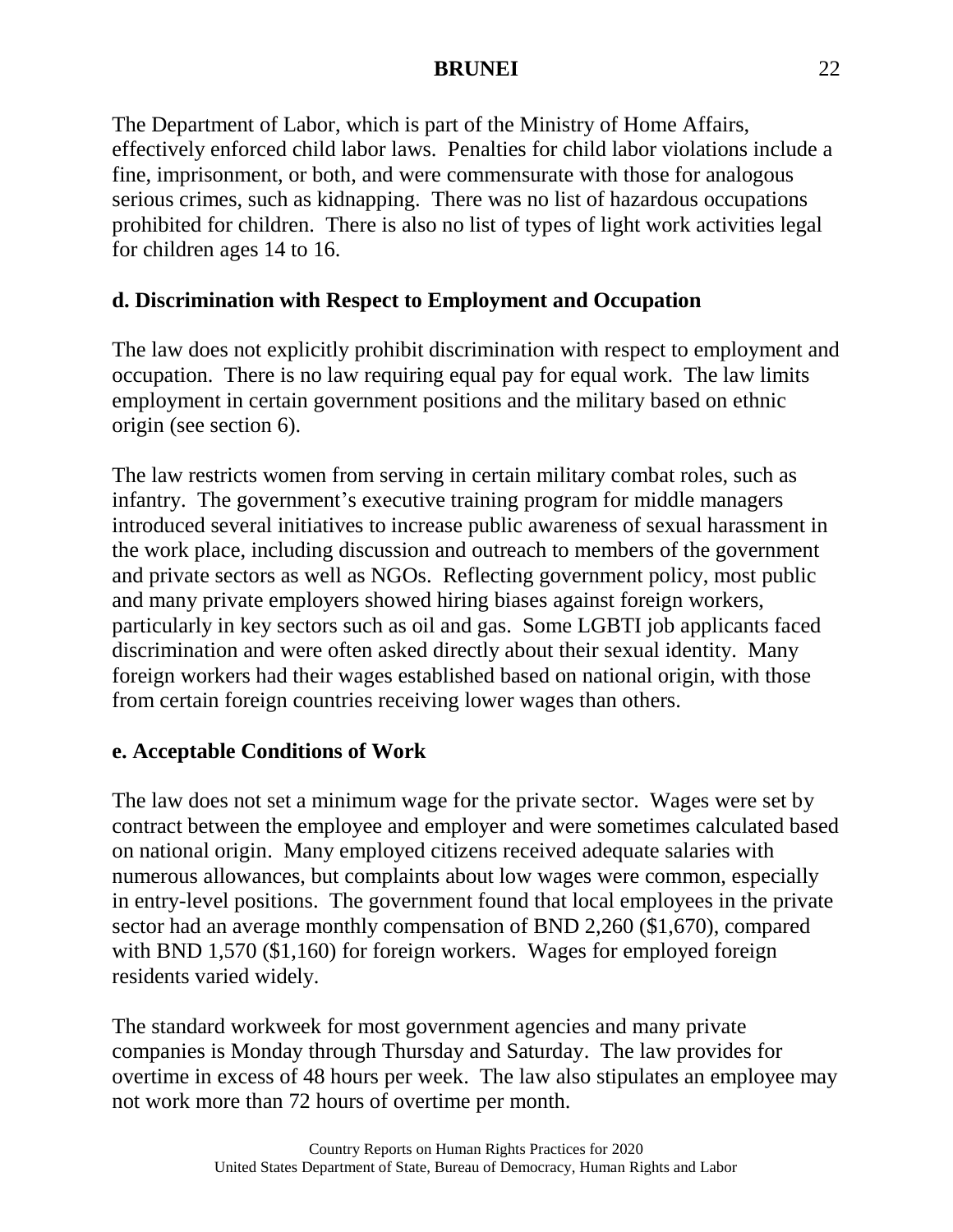The Department of Labor, which is part of the Ministry of Home Affairs, effectively enforced child labor laws. Penalties for child labor violations include a fine, imprisonment, or both, and were commensurate with those for analogous serious crimes, such as kidnapping. There was no list of hazardous occupations prohibited for children. There is also no list of types of light work activities legal for children ages 14 to 16.

## d. Discrimination with Respect to Employment and Occupation

The law does not explicitly prohibit discrimination with respect to employment and occupation. There is no law requiring equal pay for equal work. The law limits employment in certain government positions and the military based on ethnic origin (see section 6).

The law restricts women from serving in certain military combat roles, such as infantry. The government's executive training program for middle managers introduced several initiatives to increase public awareness of sexual harassment in the work place, including discussion and outreach to members of the government and private sectors as well as NGOs. Reflecting government policy, most public and many private employers showed hiring biases against foreign workers, particularly in key sectors such as oil and gas. Some LGBTI job applicants faced discrimination and were often asked directly about their sexual identity. Many foreign workers had their wages established based on national origin, with those from certain foreign countries receiving lower wages than others.

## e. Acceptable Conditions of Work

The law does not set a minimum wage for the private sector. Wages were set by contract between the employee and employer and were sometimes calculated based on national origin. Many employed citizens received adequate salaries with numerous allowances, but complaints about low wages were common, especially in entry-level positions. The government found that local employees in the private sector had an average monthly compensation of BND 2,260 ($1,670), compared with BND 1,570 ($1,160) for foreign workers. Wages for employed foreign residents varied widely.

The standard workweek for most government agencies and many private companies is Monday through Thursday and Saturday. The law provides for overtime in excess of 48 hours per week. The law also stipulates an employee may not work more than 72 hours of overtime per month.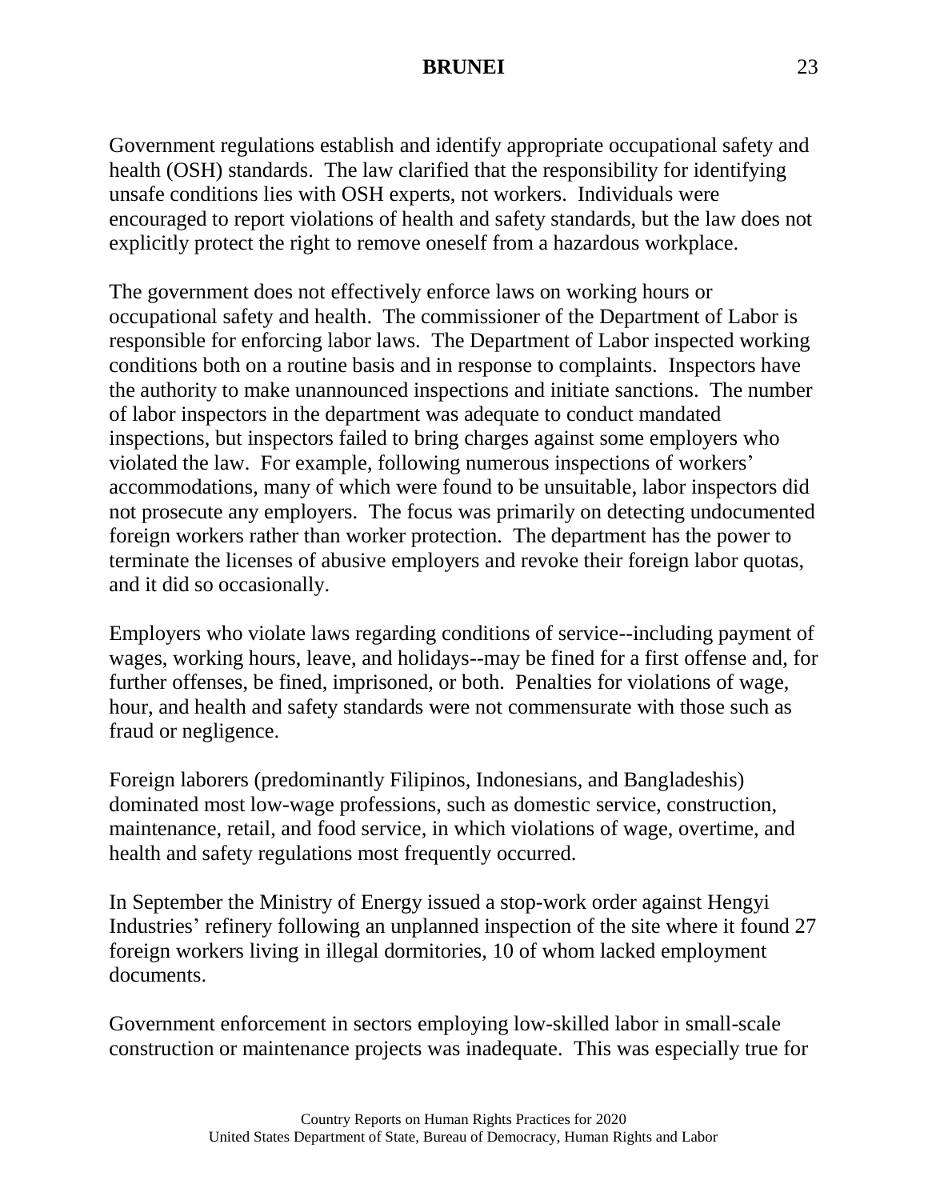Government regulations establish and identify appropriate occupational safety and health (OSH) standards. The law clarified that the responsibility for identifying unsafe conditions lies with OSH experts, not workers. Individuals were encouraged to report violations of health and safety standards, but the law does not explicitly protect the right to remove oneself from a hazardous workplace.

The government does not effectively enforce laws on working hours or occupational safety and health. The commissioner of the Department of Labor is responsible for enforcing labor laws. The Department of Labor inspected working conditions both on a routine basis and in response to complaints. Inspectors have the authority to make unannounced inspections and initiate sanctions. The number of labor inspectors in the department was adequate to conduct mandated inspections, but inspectors failed to bring charges against some employers who violated the law. For example, following numerous inspections of workers' accommodations, many of which were found to be unsuitable, labor inspectors did not prosecute any employers. The focus was primarily on detecting undocumented foreign workers rather than worker protection. The department has the power to terminate the licenses of abusive employers and revoke their foreign labor quotas, and it did so occasionally.

Employers who violate laws regarding conditions of service--including payment of wages, working hours, leave, and holidays--may be fined for a first offense and, for further offenses, be fined, imprisoned, or both. Penalties for violations of wage, hour, and health and safety standards were not commensurate with those such as fraud or negligence.

Foreign laborers (predominantly Filipinos, Indonesians, and Bangladeshis) dominated most low-wage professions, such as domestic service, construction, maintenance, retail, and food service, in which violations of wage, overtime, and health and safety regulations most frequently occurred.

In September the Ministry of Energy issued a stop-work order against Hengyi Industries' refinery following an unplanned inspection of the site where it found 27 foreign workers living in illegal dormitories, 10 of whom lacked employment documents.

Government enforcement in sectors employing low-skilled labor in small-scale construction or maintenance projects was inadequate. This was especially true for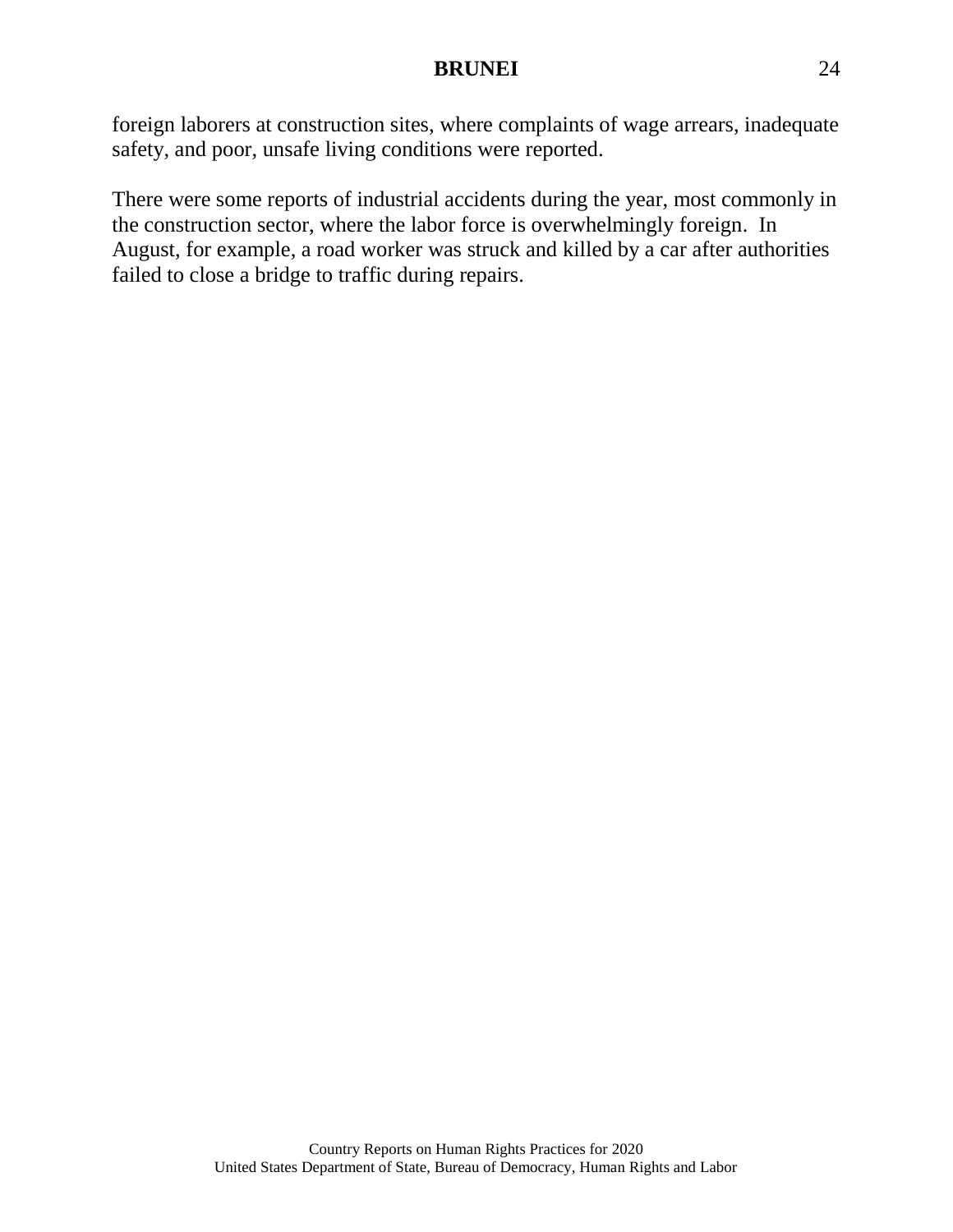foreign laborers at construction sites, where complaints of wage arrears, inadequate safety, and poor, unsafe living conditions were reported.

There were some reports of industrial accidents during the year, most commonly in the construction sector, where the labor force is overwhelmingly foreign. In August, for example, a road worker was struck and killed by a car after authorities failed to close a bridge to traffic during repairs.